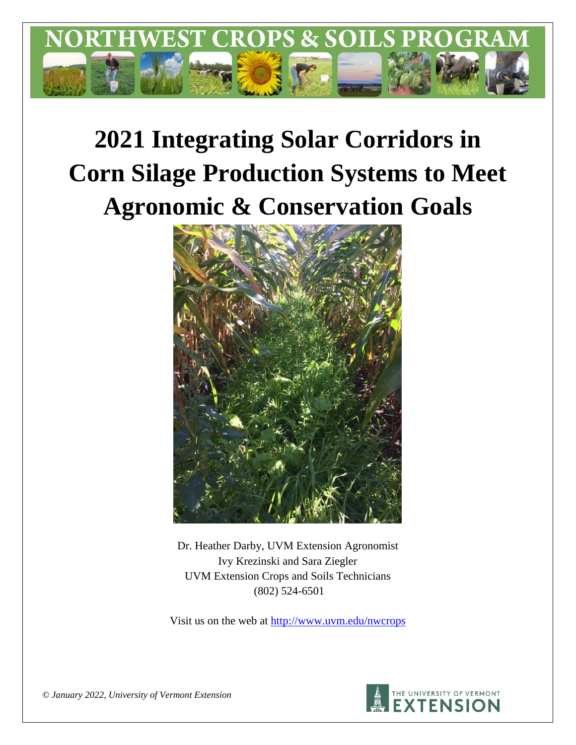# NORTHWEST CROPS & SOILS PROGRAM

# 2021 Integrating Solar Corridors in Corn Silage Production Systems to Meet Agronomic & Conservation Goals

Dr. Heather Darby, UVM Extension Agronomist
Ivy Krezinski and Sara Ziegler
UVM Extension Crops and Soils Technicians
(802) 524-6501

Visit us on the web at http://www.uvm.edu/nwcrops

*© January 2022, University of Vermont Extension*

THE UNIVERSITY OF VERMONT EXTENSION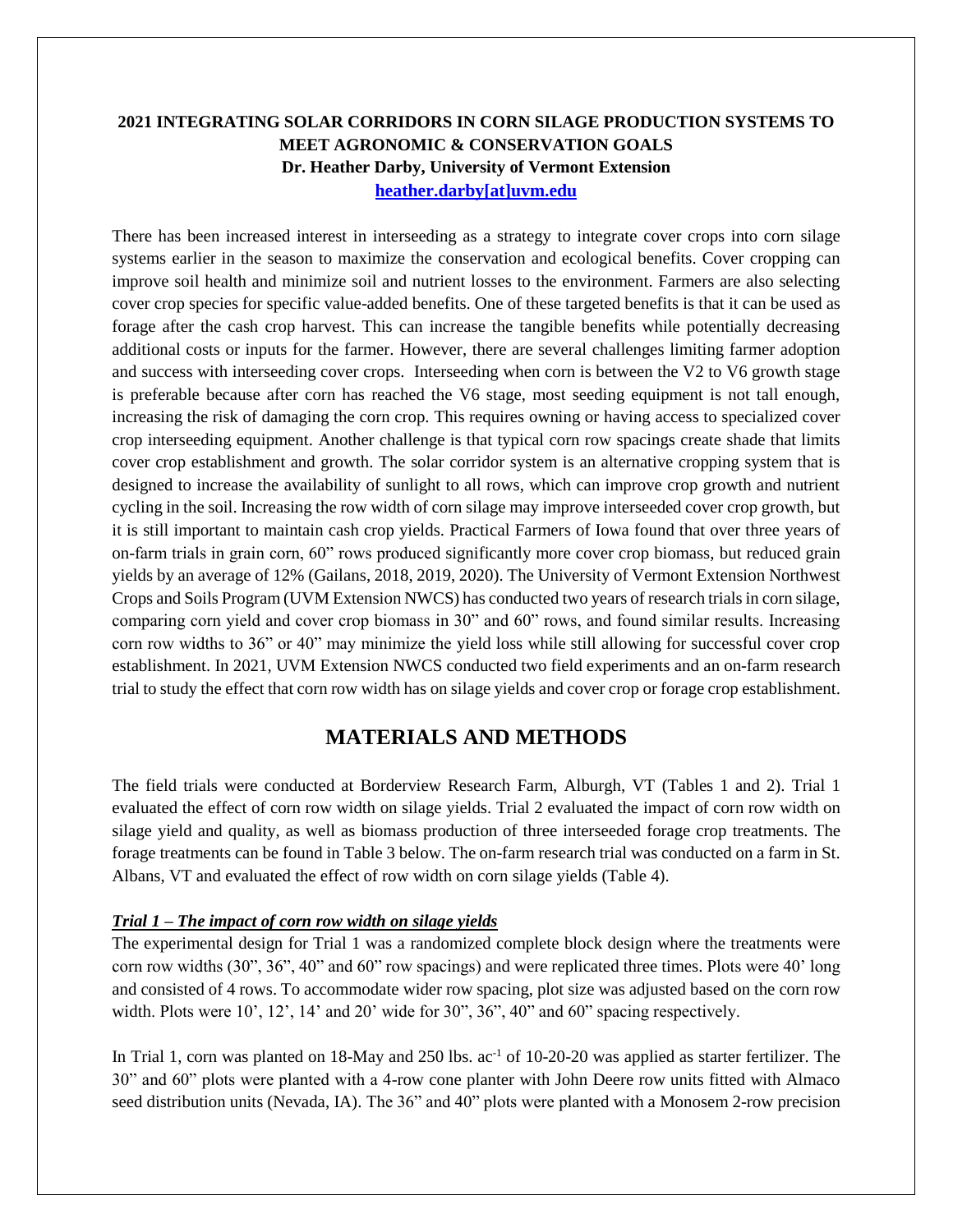**2021 INTEGRATING SOLAR CORRIDORS IN CORN SILAGE PRODUCTION SYSTEMS TO MEET AGRONOMIC & CONSERVATION GOALS**
**Dr. Heather Darby, University of Vermont Extension**
**heather.darby[at]uvm.edu**

There has been increased interest in interseeding as a strategy to integrate cover crops into corn silage systems earlier in the season to maximize the conservation and ecological benefits. Cover cropping can improve soil health and minimize soil and nutrient losses to the environment. Farmers are also selecting cover crop species for specific value-added benefits. One of these targeted benefits is that it can be used as forage after the cash crop harvest. This can increase the tangible benefits while potentially decreasing additional costs or inputs for the farmer. However, there are several challenges limiting farmer adoption and success with interseeding cover crops. Interseeding when corn is between the V2 to V6 growth stage is preferable because after corn has reached the V6 stage, most seeding equipment is not tall enough, increasing the risk of damaging the corn crop. This requires owning or having access to specialized cover crop interseeding equipment. Another challenge is that typical corn row spacings create shade that limits cover crop establishment and growth. The solar corridor system is an alternative cropping system that is designed to increase the availability of sunlight to all rows, which can improve crop growth and nutrient cycling in the soil. Increasing the row width of corn silage may improve interseeded cover crop growth, but it is still important to maintain cash crop yields. Practical Farmers of Iowa found that over three years of on-farm trials in grain corn, 60" rows produced significantly more cover crop biomass, but reduced grain yields by an average of 12% (Gailans, 2018, 2019, 2020). The University of Vermont Extension Northwest Crops and Soils Program (UVM Extension NWCS) has conducted two years of research trials in corn silage, comparing corn yield and cover crop biomass in 30" and 60" rows, and found similar results. Increasing corn row widths to 36" or 40" may minimize the yield loss while still allowing for successful cover crop establishment. In 2021, UVM Extension NWCS conducted two field experiments and an on-farm research trial to study the effect that corn row width has on silage yields and cover crop or forage crop establishment.

## MATERIALS AND METHODS

The field trials were conducted at Borderview Research Farm, Alburgh, VT (Tables 1 and 2). Trial 1 evaluated the effect of corn row width on silage yields. Trial 2 evaluated the impact of corn row width on silage yield and quality, as well as biomass production of three interseeded forage crop treatments. The forage treatments can be found in Table 3 below. The on-farm research trial was conducted on a farm in St. Albans, VT and evaluated the effect of row width on corn silage yields (Table 4).

***Trial 1 – The impact of corn row width on silage yields***

The experimental design for Trial 1 was a randomized complete block design where the treatments were corn row widths (30", 36", 40" and 60" row spacings) and were replicated three times. Plots were 40' long and consisted of 4 rows. To accommodate wider row spacing, plot size was adjusted based on the corn row width. Plots were 10', 12', 14' and 20' wide for 30", 36", 40" and 60" spacing respectively.

In Trial 1, corn was planted on 18-May and 250 lbs. ac$^{-1}$ of 10-20-20 was applied as starter fertilizer. The 30" and 60" plots were planted with a 4-row cone planter with John Deere row units fitted with Almaco seed distribution units (Nevada, IA). The 36" and 40" plots were planted with a Monosem 2-row precision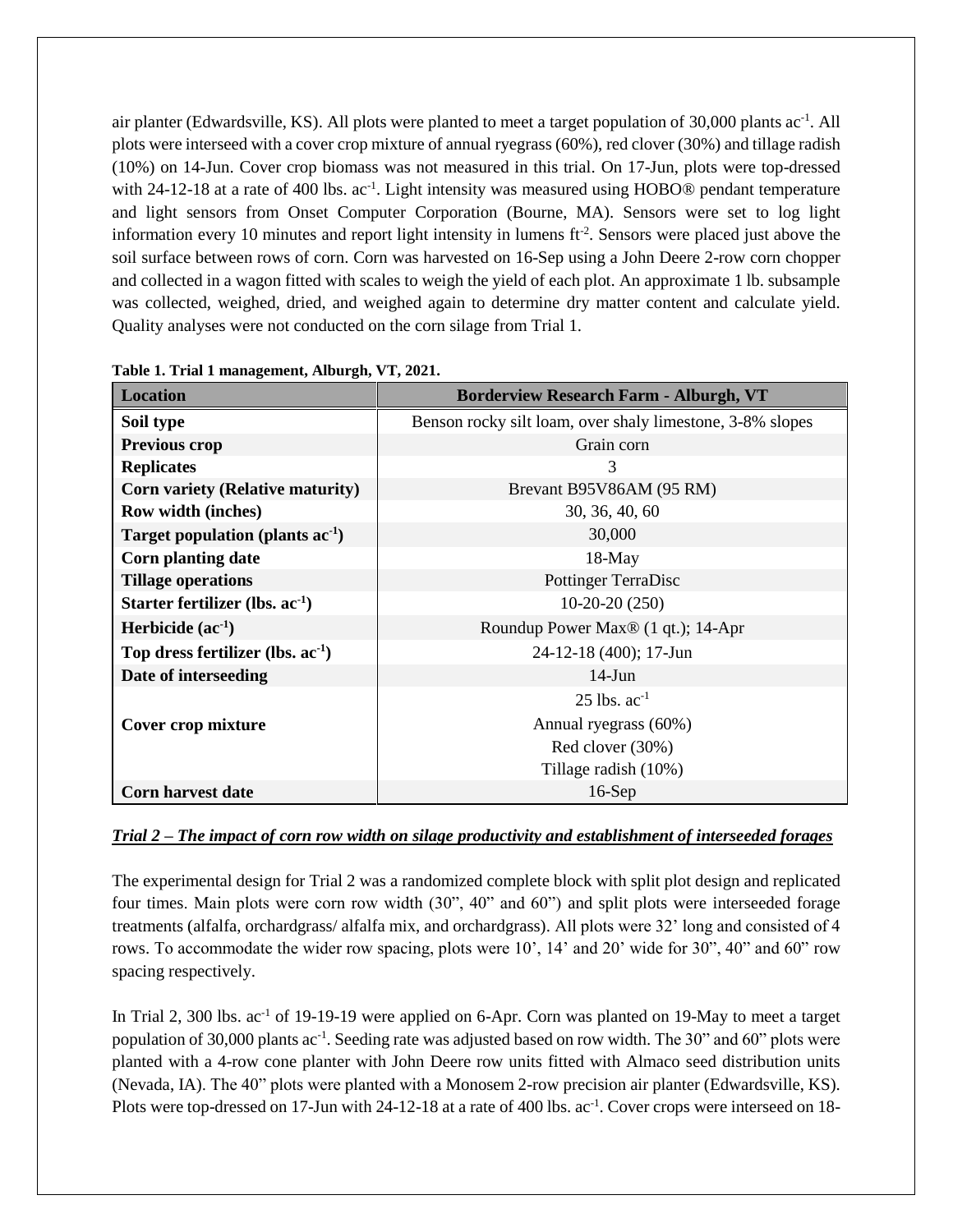air planter (Edwardsville, KS). All plots were planted to meet a target population of 30,000 plants ac$^{-1}$. All plots were interseed with a cover crop mixture of annual ryegrass (60%), red clover (30%) and tillage radish (10%) on 14-Jun. Cover crop biomass was not measured in this trial. On 17-Jun, plots were top-dressed with 24-12-18 at a rate of 400 lbs. ac$^{-1}$. Light intensity was measured using HOBO® pendant temperature and light sensors from Onset Computer Corporation (Bourne, MA). Sensors were set to log light information every 10 minutes and report light intensity in lumens ft$^{-2}$. Sensors were placed just above the soil surface between rows of corn. Corn was harvested on 16-Sep using a John Deere 2-row corn chopper and collected in a wagon fitted with scales to weigh the yield of each plot. An approximate 1 lb. subsample was collected, weighed, dried, and weighed again to determine dry matter content and calculate yield. Quality analyses were not conducted on the corn silage from Trial 1.

**Table 1. Trial 1 management, Alburgh, VT, 2021.**

| Location | Borderview Research Farm - Alburgh, VT |
|---|---|
| **Soil type** | Benson rocky silt loam, over shaly limestone, 3-8% slopes |
| **Previous crop** | Grain corn |
| **Replicates** | 3 |
| **Corn variety (Relative maturity)** | Brevant B95V86AM (95 RM) |
| **Row width (inches)** | 30, 36, 40, 60 |
| **Target population (plants ac$^{-1}$)** | 30,000 |
| **Corn planting date** | 18-May |
| **Tillage operations** | Pottinger TerraDisc |
| **Starter fertilizer (lbs. ac$^{-1}$)** | 10-20-20 (250) |
| **Herbicide (ac$^{-1}$)** | Roundup Power Max® (1 qt.); 14-Apr |
| **Top dress fertilizer (lbs. ac$^{-1}$)** | 24-12-18 (400); 17-Jun |
| **Date of interseeding** | 14-Jun |
| **Cover crop mixture** | 25 lbs. ac$^{-1}$<br>Annual ryegrass (60%)<br>Red clover (30%)<br>Tillage radish (10%) |
| **Corn harvest date** | 16-Sep |

***Trial 2 – The impact of corn row width on silage productivity and establishment of interseeded forages***

The experimental design for Trial 2 was a randomized complete block with split plot design and replicated four times. Main plots were corn row width (30", 40" and 60") and split plots were interseeded forage treatments (alfalfa, orchardgrass/ alfalfa mix, and orchardgrass). All plots were 32' long and consisted of 4 rows. To accommodate the wider row spacing, plots were 10', 14' and 20' wide for 30", 40" and 60" row spacing respectively.

In Trial 2, 300 lbs. ac$^{-1}$ of 19-19-19 were applied on 6-Apr. Corn was planted on 19-May to meet a target population of 30,000 plants ac$^{-1}$. Seeding rate was adjusted based on row width. The 30" and 60" plots were planted with a 4-row cone planter with John Deere row units fitted with Almaco seed distribution units (Nevada, IA). The 40" plots were planted with a Monosem 2-row precision air planter (Edwardsville, KS). Plots were top-dressed on 17-Jun with 24-12-18 at a rate of 400 lbs. ac$^{-1}$. Cover crops were interseed on 18-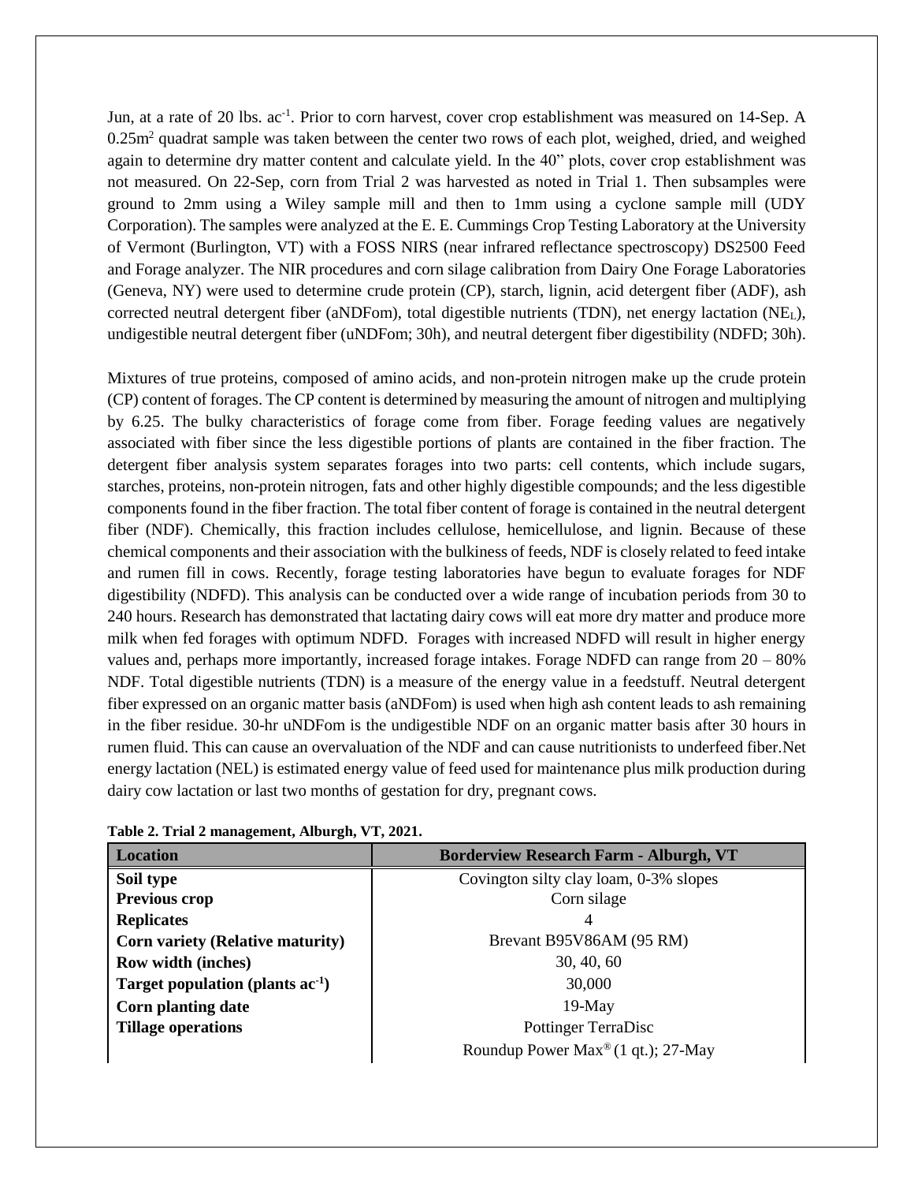Jun, at a rate of 20 lbs. $ac^{-1}$. Prior to corn harvest, cover crop establishment was measured on 14-Sep. A $0.25m^2$ quadrat sample was taken between the center two rows of each plot, weighed, dried, and weighed again to determine dry matter content and calculate yield. In the 40" plots, cover crop establishment was not measured. On 22-Sep, corn from Trial 2 was harvested as noted in Trial 1. Then subsamples were ground to 2mm using a Wiley sample mill and then to 1mm using a cyclone sample mill (UDY Corporation). The samples were analyzed at the E. E. Cummings Crop Testing Laboratory at the University of Vermont (Burlington, VT) with a FOSS NIRS (near infrared reflectance spectroscopy) DS2500 Feed and Forage analyzer. The NIR procedures and corn silage calibration from Dairy One Forage Laboratories (Geneva, NY) were used to determine crude protein (CP), starch, lignin, acid detergent fiber (ADF), ash corrected neutral detergent fiber (aNDFom), total digestible nutrients (TDN), net energy lactation ($NE_L$), undigestible neutral detergent fiber (uNDFom; 30h), and neutral detergent fiber digestibility (NDFD; 30h).

Mixtures of true proteins, composed of amino acids, and non-protein nitrogen make up the crude protein (CP) content of forages. The CP content is determined by measuring the amount of nitrogen and multiplying by 6.25. The bulky characteristics of forage come from fiber. Forage feeding values are negatively associated with fiber since the less digestible portions of plants are contained in the fiber fraction. The detergent fiber analysis system separates forages into two parts: cell contents, which include sugars, starches, proteins, non-protein nitrogen, fats and other highly digestible compounds; and the less digestible components found in the fiber fraction. The total fiber content of forage is contained in the neutral detergent fiber (NDF). Chemically, this fraction includes cellulose, hemicellulose, and lignin. Because of these chemical components and their association with the bulkiness of feeds, NDF is closely related to feed intake and rumen fill in cows. Recently, forage testing laboratories have begun to evaluate forages for NDF digestibility (NDFD). This analysis can be conducted over a wide range of incubation periods from 30 to 240 hours. Research has demonstrated that lactating dairy cows will eat more dry matter and produce more milk when fed forages with optimum NDFD. Forages with increased NDFD will result in higher energy values and, perhaps more importantly, increased forage intakes. Forage NDFD can range from 20 – 80% NDF. Total digestible nutrients (TDN) is a measure of the energy value in a feedstuff. Neutral detergent fiber expressed on an organic matter basis (aNDFom) is used when high ash content leads to ash remaining in the fiber residue. 30-hr uNDFom is the undigestible NDF on an organic matter basis after 30 hours in rumen fluid. This can cause an overvaluation of the NDF and can cause nutritionists to underfeed fiber.Net energy lactation (NEL) is estimated energy value of feed used for maintenance plus milk production during dairy cow lactation or last two months of gestation for dry, pregnant cows.

**Table 2. Trial 2 management, Alburgh, VT, 2021.**

| Location | Borderview Research Farm - Alburgh, VT |
|---|---|
| **Soil type** | Covington silty clay loam, 0-3% slopes |
| **Previous crop** | Corn silage |
| **Replicates** | 4 |
| **Corn variety (Relative maturity)** | Brevant B95V86AM (95 RM) |
| **Row width (inches)** | 30, 40, 60 |
| **Target population (plants $ac^{-1}$)** | 30,000 |
| **Corn planting date** | 19-May |
| **Tillage operations** | Pottinger TerraDisc |
| | Roundup Power Max® (1 qt.); 27-May |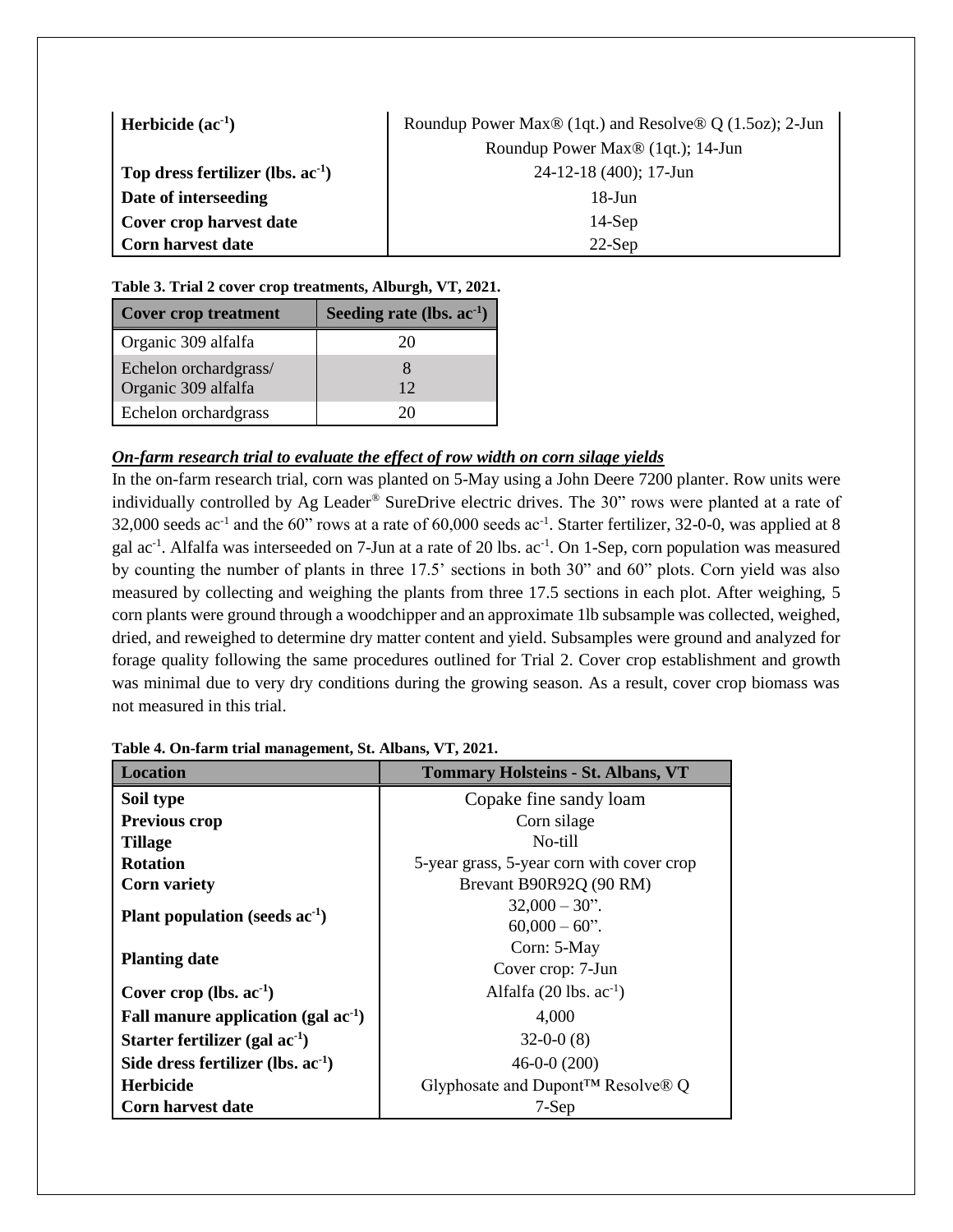| | |
|---|---|
| **Herbicide (ac$^{-1}$)** | Roundup Power Max® (1qt.) and Resolve® Q (1.5oz); 2-Jun |
| | Roundup Power Max® (1qt.); 14-Jun |
| **Top dress fertilizer (lbs. ac$^{-1}$)** | 24-12-18 (400); 17-Jun |
| **Date of interseeding** | 18-Jun |
| **Cover crop harvest date** | 14-Sep |
| **Corn harvest date** | 22-Sep |

**Table 3. Trial 2 cover crop treatments, Alburgh, VT, 2021.**

| Cover crop treatment | Seeding rate (lbs. ac$^{-1}$) |
|---|---|
| Organic 309 alfalfa | 20 |
| Echelon orchardgrass/ Organic 309 alfalfa | 8 12 |
| Echelon orchardgrass | 20 |

***On-farm research trial to evaluate the effect of row width on corn silage yields***

In the on-farm research trial, corn was planted on 5-May using a John Deere 7200 planter. Row units were individually controlled by Ag Leader® SureDrive electric drives. The 30" rows were planted at a rate of 32,000 seeds ac$^{-1}$ and the 60" rows at a rate of 60,000 seeds ac$^{-1}$. Starter fertilizer, 32-0-0, was applied at 8 gal ac$^{-1}$. Alfalfa was interseeded on 7-Jun at a rate of 20 lbs. ac$^{-1}$. On 1-Sep, corn population was measured by counting the number of plants in three 17.5' sections in both 30" and 60" plots. Corn yield was also measured by collecting and weighing the plants from three 17.5 sections in each plot. After weighing, 5 corn plants were ground through a woodchipper and an approximate 1lb subsample was collected, weighed, dried, and reweighed to determine dry matter content and yield. Subsamples were ground and analyzed for forage quality following the same procedures outlined for Trial 2. Cover crop establishment and growth was minimal due to very dry conditions during the growing season. As a result, cover crop biomass was not measured in this trial.

**Table 4. On-farm trial management, St. Albans, VT, 2021.**

| Location | Tommary Holsteins - St. Albans, VT |
|---|---|
| **Soil type** | Copake fine sandy loam |
| **Previous crop** | Corn silage |
| **Tillage** | No-till |
| **Rotation** | 5-year grass, 5-year corn with cover crop |
| **Corn variety** | Brevant B90R92Q (90 RM) |
| **Plant population (seeds ac$^{-1}$)** | 32,000 – 30". 60,000 – 60". |
| **Planting date** | Corn: 5-May Cover crop: 7-Jun |
| **Cover crop (lbs. ac$^{-1}$)** | Alfalfa (20 lbs. ac$^{-1}$) |
| **Fall manure application (gal ac$^{-1}$)** | 4,000 |
| **Starter fertilizer (gal ac$^{-1}$)** | 32-0-0 (8) |
| **Side dress fertilizer (lbs. ac$^{-1}$)** | 46-0-0 (200) |
| **Herbicide** | Glyphosate and Dupont™ Resolve® Q |
| **Corn harvest date** | 7-Sep |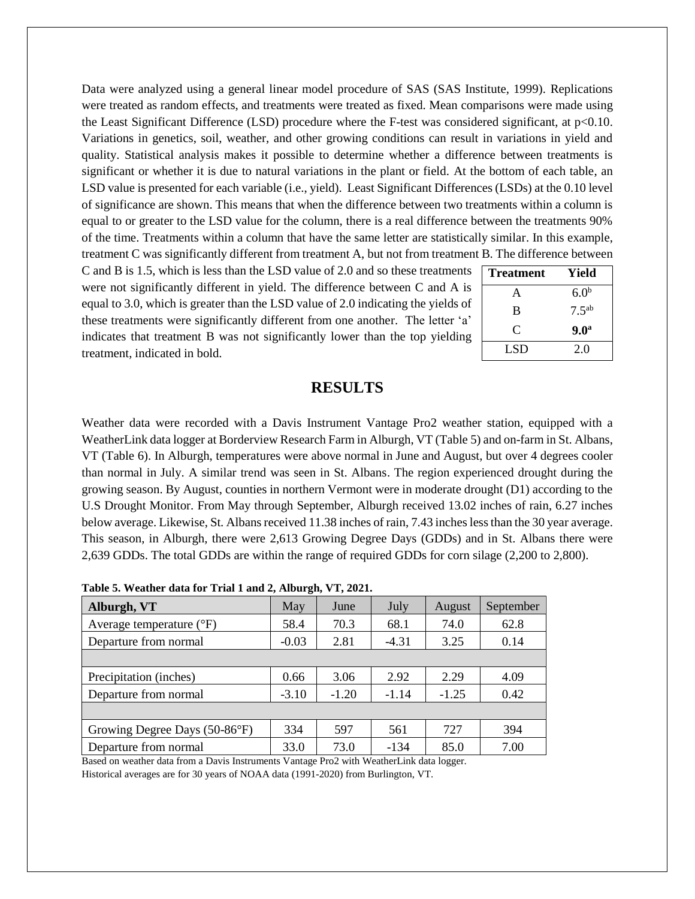Data were analyzed using a general linear model procedure of SAS (SAS Institute, 1999). Replications were treated as random effects, and treatments were treated as fixed. Mean comparisons were made using the Least Significant Difference (LSD) procedure where the F-test was considered significant, at $p<0.10$. Variations in genetics, soil, weather, and other growing conditions can result in variations in yield and quality. Statistical analysis makes it possible to determine whether a difference between treatments is significant or whether it is due to natural variations in the plant or field. At the bottom of each table, an LSD value is presented for each variable (i.e., yield). Least Significant Differences (LSDs) at the 0.10 level of significance are shown. This means that when the difference between two treatments within a column is equal to or greater to the LSD value for the column, there is a real difference between the treatments 90% of the time. Treatments within a column that have the same letter are statistically similar. In this example, treatment C was significantly different from treatment A, but not from treatment B. The difference between C and B is 1.5, which is less than the LSD value of 2.0 and so these treatments were not significantly different in yield. The difference between C and A is equal to 3.0, which is greater than the LSD value of 2.0 indicating the yields of these treatments were significantly different from one another. The letter 'a' indicates that treatment B was not significantly lower than the top yielding treatment, indicated in bold.

| Treatment | Yield |
|---|---|
| A | $6.0^{b}$ |
| B | $7.5^{ab}$ |
| C | **$9.0^{a}$** |
| LSD | 2.0 |

## RESULTS

Weather data were recorded with a Davis Instrument Vantage Pro2 weather station, equipped with a WeatherLink data logger at Borderview Research Farm in Alburgh, VT (Table 5) and on-farm in St. Albans, VT (Table 6). In Alburgh, temperatures were above normal in June and August, but over 4 degrees cooler than normal in July. A similar trend was seen in St. Albans. The region experienced drought during the growing season. By August, counties in northern Vermont were in moderate drought (D1) according to the U.S Drought Monitor. From May through September, Alburgh received 13.02 inches of rain, 6.27 inches below average. Likewise, St. Albans received 11.38 inches of rain, 7.43 inches less than the 30 year average. This season, in Alburgh, there were 2,613 Growing Degree Days (GDDs) and in St. Albans there were 2,639 GDDs. The total GDDs are within the range of required GDDs for corn silage (2,200 to 2,800).

**Table 5. Weather data for Trial 1 and 2, Alburgh, VT, 2021.**

| Alburgh, VT | May | June | July | August | September |
|---|---|---|---|---|---|
| Average temperature (°F) | 58.4 | 70.3 | 68.1 | 74.0 | 62.8 |
| Departure from normal | -0.03 | 2.81 | -4.31 | 3.25 | 0.14 |
| | | | | | |
| Precipitation (inches) | 0.66 | 3.06 | 2.92 | 2.29 | 4.09 |
| Departure from normal | -3.10 | -1.20 | -1.14 | -1.25 | 0.42 |
| | | | | | |
| Growing Degree Days (50-86°F) | 334 | 597 | 561 | 727 | 394 |
| Departure from normal | 33.0 | 73.0 | -134 | 85.0 | 7.00 |

Based on weather data from a Davis Instruments Vantage Pro2 with WeatherLink data logger.
Historical averages are for 30 years of NOAA data (1991-2020) from Burlington, VT.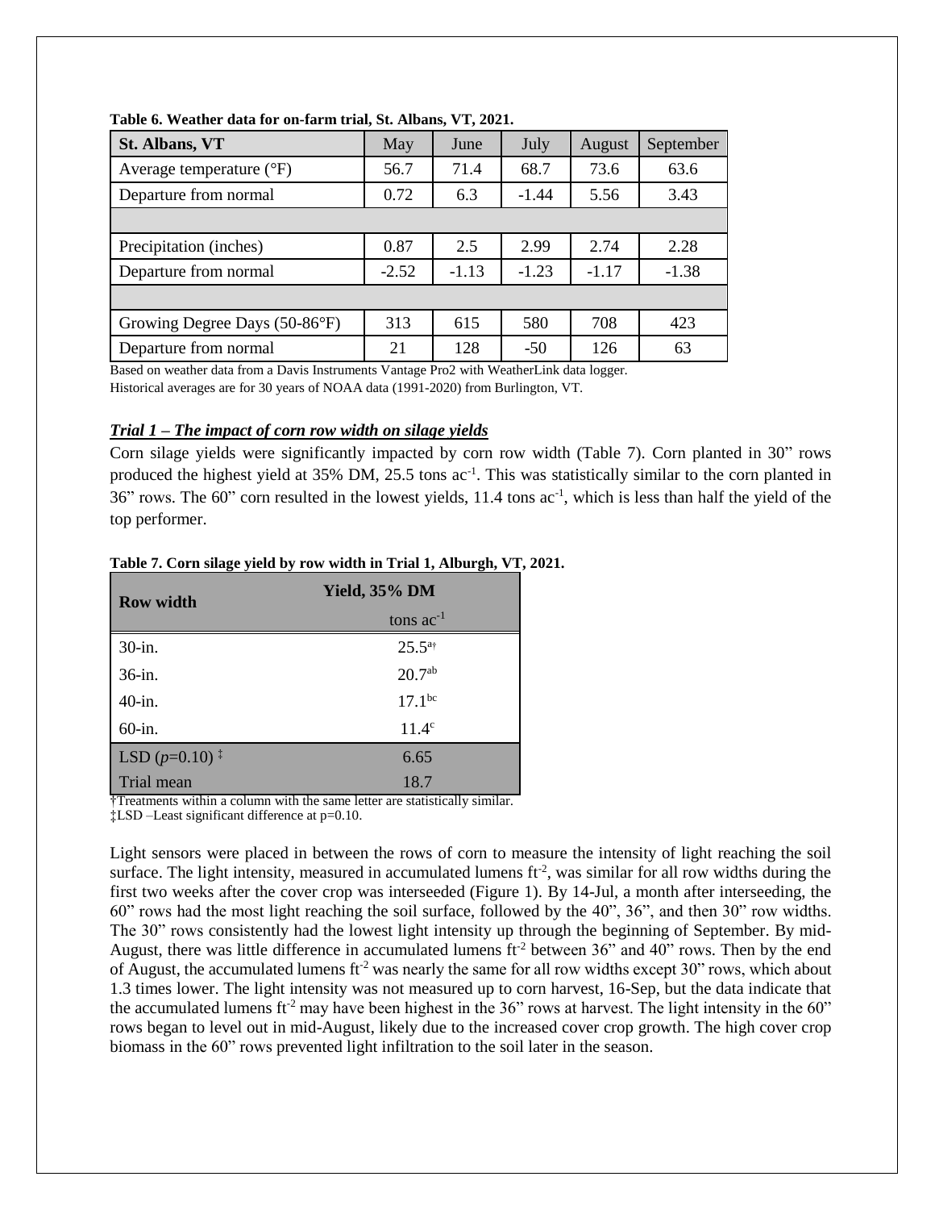**Table 6. Weather data for on-farm trial, St. Albans, VT, 2021.**

| St. Albans, VT | May | June | July | August | September |
|---|---|---|---|---|---|
| Average temperature (°F) | 56.7 | 71.4 | 68.7 | 73.6 | 63.6 |
| Departure from normal | 0.72 | 6.3 | -1.44 | 5.56 | 3.43 |
| | | | | | |
| Precipitation (inches) | 0.87 | 2.5 | 2.99 | 2.74 | 2.28 |
| Departure from normal | -2.52 | -1.13 | -1.23 | -1.17 | -1.38 |
| | | | | | |
| Growing Degree Days (50-86°F) | 313 | 615 | 580 | 708 | 423 |
| Departure from normal | 21 | 128 | -50 | 126 | 63 |

Based on weather data from a Davis Instruments Vantage Pro2 with WeatherLink data logger.
Historical averages are for 30 years of NOAA data (1991-2020) from Burlington, VT.

***Trial 1 – The impact of corn row width on silage yields***

Corn silage yields were significantly impacted by corn row width (Table 7). Corn planted in 30" rows produced the highest yield at 35% DM, 25.5 tons $ac^{-1}$. This was statistically similar to the corn planted in 36" rows. The 60" corn resulted in the lowest yields, 11.4 tons $ac^{-1}$, which is less than half the yield of the top performer.

**Table 7. Corn silage yield by row width in Trial 1, Alburgh, VT, 2021.**

| Row width | Yield, 35% DM |
|---|---|
| | tons $ac^{-1}$ |
| 30-in. | 25.5[a†] |
| 36-in. | 20.7[ab] |
| 40-in. | 17.1[bc] |
| 60-in. | 11.4[c] |
| LSD ($p$=0.10) ‡ | 6.65 |
| Trial mean | 18.7 |

†Treatments within a column with the same letter are statistically similar.
‡LSD –Least significant difference at p=0.10.

Light sensors were placed in between the rows of corn to measure the intensity of light reaching the soil surface. The light intensity, measured in accumulated lumens $ft^{-2}$, was similar for all row widths during the first two weeks after the cover crop was interseeded (Figure 1). By 14-Jul, a month after interseeding, the 60" rows had the most light reaching the soil surface, followed by the 40", 36", and then 30" row widths. The 30" rows consistently had the lowest light intensity up through the beginning of September. By mid-August, there was little difference in accumulated lumens $ft^{-2}$ between 36" and 40" rows. Then by the end of August, the accumulated lumens $ft^{-2}$ was nearly the same for all row widths except 30" rows, which about 1.3 times lower. The light intensity was not measured up to corn harvest, 16-Sep, but the data indicate that the accumulated lumens $ft^{-2}$ may have been highest in the 36" rows at harvest. The light intensity in the 60" rows began to level out in mid-August, likely due to the increased cover crop growth. The high cover crop biomass in the 60" rows prevented light infiltration to the soil later in the season.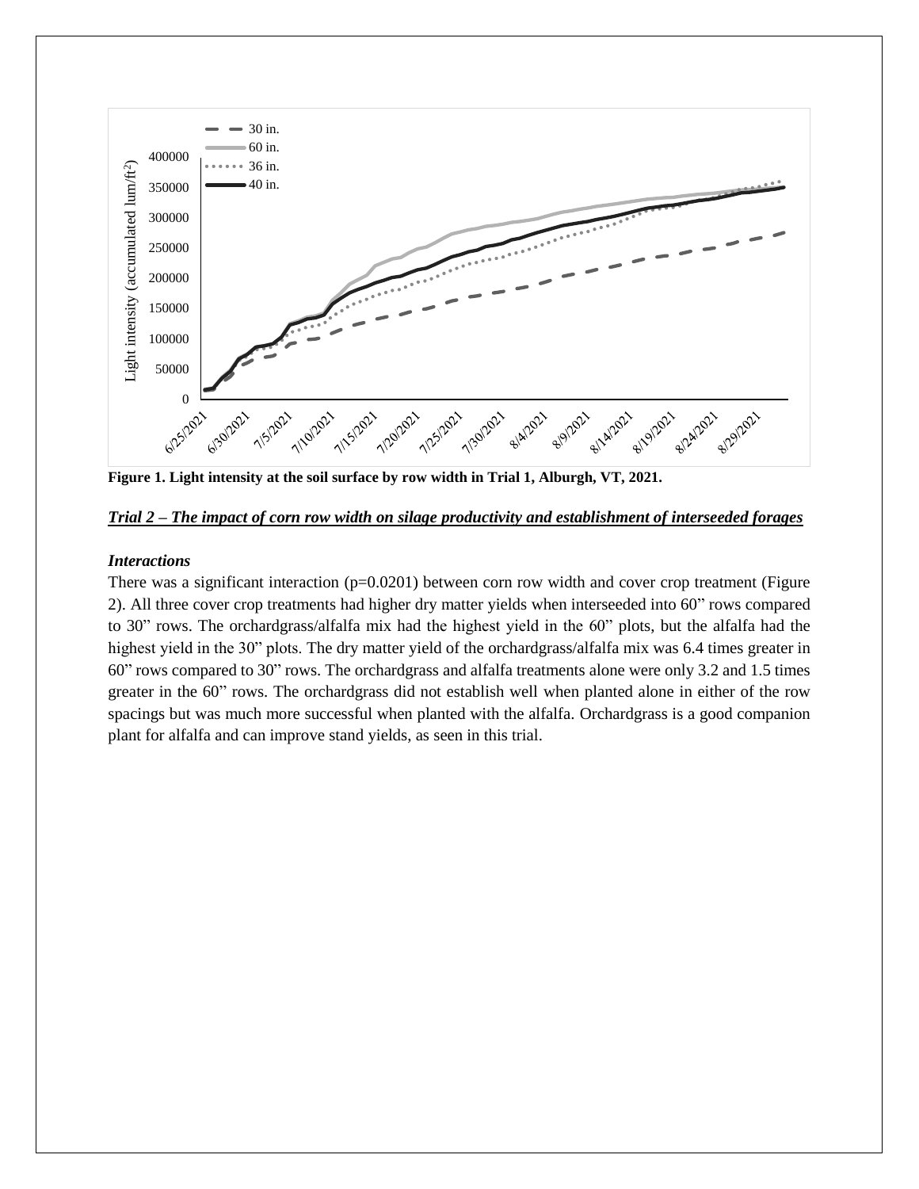**Figure 1. Light intensity at the soil surface by row width in Trial 1, Alburgh, VT, 2021.**

## ***Trial 2 – The impact of corn row width on silage productivity and establishment of interseeded forages***

### *Interactions*

There was a significant interaction (p=0.0201) between corn row width and cover crop treatment (Figure 2). All three cover crop treatments had higher dry matter yields when interseeded into 60" rows compared to 30" rows. The orchardgrass/alfalfa mix had the highest yield in the 60" plots, but the alfalfa had the highest yield in the 30" plots. The dry matter yield of the orchardgrass/alfalfa mix was 6.4 times greater in 60" rows compared to 30" rows. The orchardgrass and alfalfa treatments alone were only 3.2 and 1.5 times greater in the 60" rows. The orchardgrass did not establish well when planted alone in either of the row spacings but was much more successful when planted with the alfalfa. Orchardgrass is a good companion plant for alfalfa and can improve stand yields, as seen in this trial.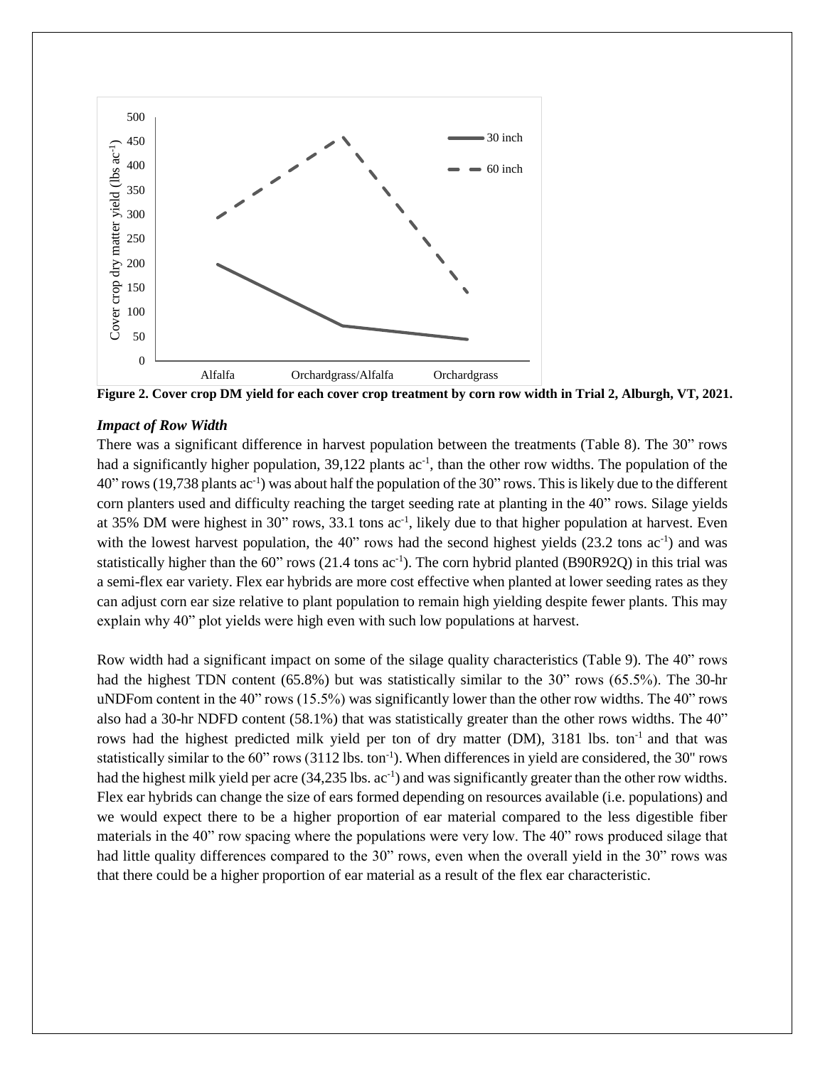**Figure 2. Cover crop DM yield for each cover crop treatment by corn row width in Trial 2, Alburgh, VT, 2021.**

### *Impact of Row Width*

There was a significant difference in harvest population between the treatments (Table 8). The 30" rows had a significantly higher population, 39,122 plants $ac^{-1}$, than the other row widths. The population of the 40" rows (19,738 plants $ac^{-1}$) was about half the population of the 30" rows. This is likely due to the different corn planters used and difficulty reaching the target seeding rate at planting in the 40" rows. Silage yields at 35% DM were highest in 30" rows, 33.1 tons $ac^{-1}$, likely due to that higher population at harvest. Even with the lowest harvest population, the 40" rows had the second highest yields (23.2 tons $ac^{-1}$) and was statistically higher than the 60" rows (21.4 tons $ac^{-1}$). The corn hybrid planted (B90R92Q) in this trial was a semi-flex ear variety. Flex ear hybrids are more cost effective when planted at lower seeding rates as they can adjust corn ear size relative to plant population to remain high yielding despite fewer plants. This may explain why 40" plot yields were high even with such low populations at harvest.

Row width had a significant impact on some of the silage quality characteristics (Table 9). The 40" rows had the highest TDN content (65.8%) but was statistically similar to the 30" rows (65.5%). The 30-hr uNDFom content in the 40" rows (15.5%) was significantly lower than the other row widths. The 40" rows also had a 30-hr NDFD content (58.1%) that was statistically greater than the other rows widths. The 40" rows had the highest predicted milk yield per ton of dry matter (DM), 3181 lbs. $ton^{-1}$ and that was statistically similar to the 60" rows (3112 lbs. $ton^{-1}$). When differences in yield are considered, the 30" rows had the highest milk yield per acre (34,235 lbs. $ac^{-1}$) and was significantly greater than the other row widths. Flex ear hybrids can change the size of ears formed depending on resources available (i.e. populations) and we would expect there to be a higher proportion of ear material compared to the less digestible fiber materials in the 40" row spacing where the populations were very low. The 40" rows produced silage that had little quality differences compared to the 30" rows, even when the overall yield in the 30" rows was that there could be a higher proportion of ear material as a result of the flex ear characteristic.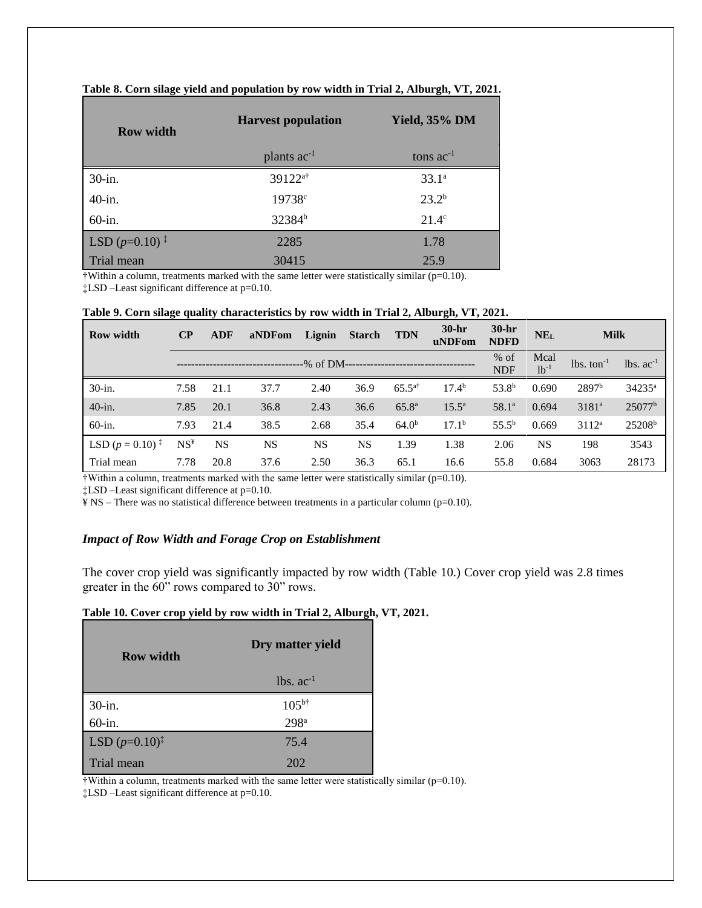**Table 8. Corn silage yield and population by row width in Trial 2, Alburgh, VT, 2021.**

| Row width | Harvest population | Yield, 35% DM |
|---|---|---|
| | plants ac$^{-1}$ | tons ac$^{-1}$ |
| 30-in. | 39122[a†] | 33.1[a] |
| 40-in. | 19738[c] | 23.2[b] |
| 60-in. | 32384[b] | 21.4[c] |
| LSD ($p$=0.10) ‡ | 2285 | 1.78 |
| Trial mean | 30415 | 25.9 |

†Within a column, treatments marked with the same letter were statistically similar (p=0.10).
‡LSD –Least significant difference at p=0.10.

**Table 9. Corn silage quality characteristics by row width in Trial 2, Alburgh, VT, 2021.**

| Row width | CP | ADF | aNDFom | Lignin | Starch | TDN | 30-hr uNDFom | 30-hr NDFD | $NE_L$ | Milk | |
|---|---|---|---|---|---|---|---|---|---|---|---|
| | -----------------------------------% of DM----------------------------------- | | | | | | | % of NDF | Mcal lb$^{-1}$ | lbs. ton$^{-1}$ | lbs. ac$^{-1}$ |
| 30-in. | 7.58 | 21.1 | 37.7 | 2.40 | 36.9 | 65.5[a†] | 17.4[b] | 53.8[b] | 0.690 | 2897[b] | 34235[a] |
| 40-in. | 7.85 | 20.1 | 36.8 | 2.43 | 36.6 | 65.8[a] | 15.5[a] | 58.1[a] | 0.694 | 3181[a] | 25077[b] |
| 60-in. | 7.93 | 21.4 | 38.5 | 2.68 | 35.4 | 64.0[b] | 17.1[b] | 55.5[b] | 0.669 | 3112[a] | 25208[b] |
| LSD ($p$ = 0.10) ‡ | NS[¥] | NS | NS | NS | NS | 1.39 | 1.38 | 2.06 | NS | 198 | 3543 |
| Trial mean | 7.78 | 20.8 | 37.6 | 2.50 | 36.3 | 65.1 | 16.6 | 55.8 | 0.684 | 3063 | 28173 |

†Within a column, treatments marked with the same letter were statistically similar (p=0.10).
‡LSD –Least significant difference at p=0.10.
¥ NS – There was no statistical difference between treatments in a particular column (p=0.10).

### *Impact of Row Width and Forage Crop on Establishment*

The cover crop yield was significantly impacted by row width (Table 10.) Cover crop yield was 2.8 times greater in the 60" rows compared to 30" rows.

**Table 10. Cover crop yield by row width in Trial 2, Alburgh, VT, 2021.**

| Row width | Dry matter yield |
|---|---|
| | lbs. ac$^{-1}$ |
| 30-in. | 105[b†] |
| 60-in. | 298[a] |
| LSD ($p$=0.10)‡ | 75.4 |
| Trial mean | 202 |

†Within a column, treatments marked with the same letter were statistically similar (p=0.10).
‡LSD –Least significant difference at p=0.10.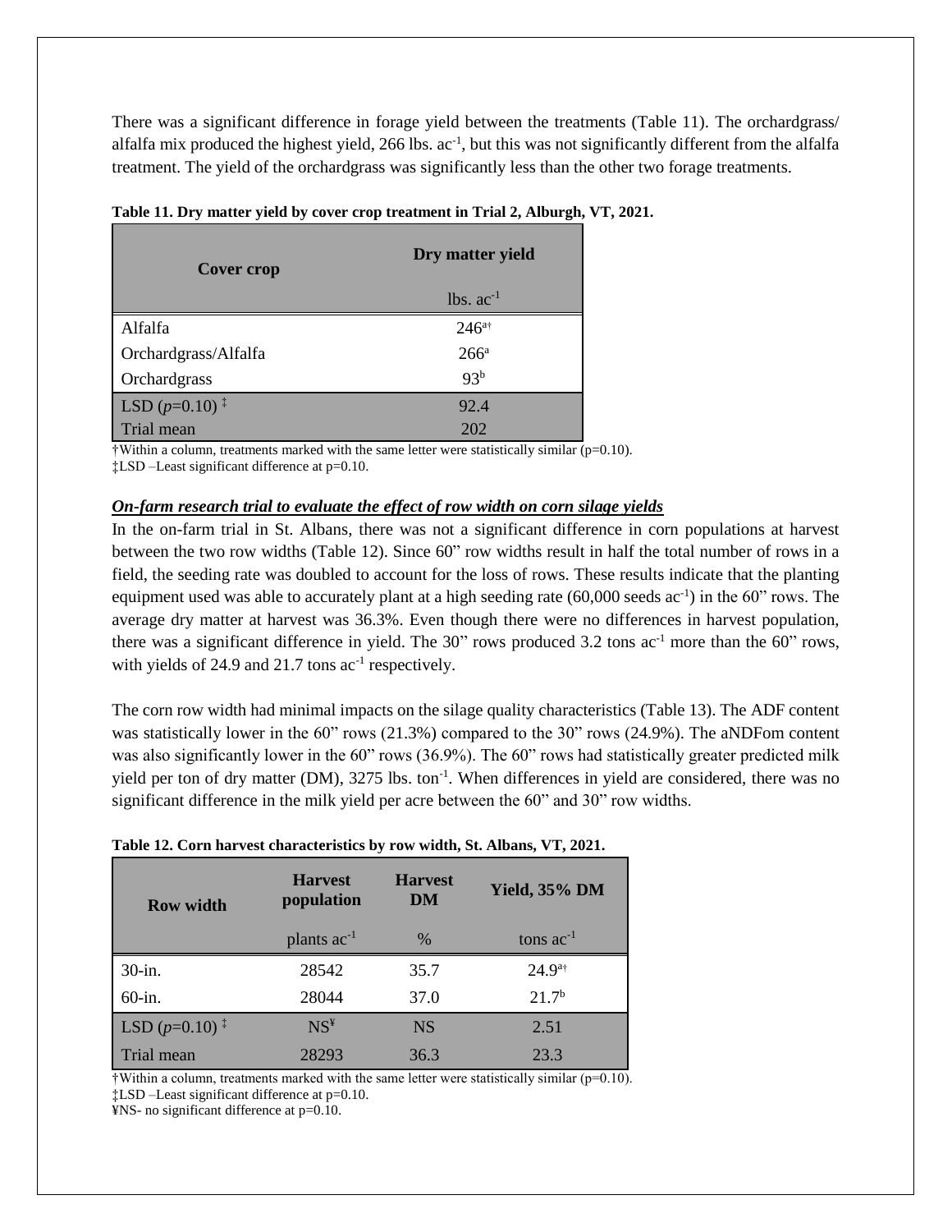There was a significant difference in forage yield between the treatments (Table 11). The orchardgrass/ alfalfa mix produced the highest yield, 266 lbs. $ac^{-1}$, but this was not significantly different from the alfalfa treatment. The yield of the orchardgrass was significantly less than the other two forage treatments.

**Table 11. Dry matter yield by cover crop treatment in Trial 2, Alburgh, VT, 2021.**

| Cover crop | Dry matter yield |
|---|---|
| | lbs. $ac^{-1}$ |
| Alfalfa | 246[a†] |
| Orchardgrass/Alfalfa | 266[a] |
| Orchardgrass | 93[b] |
| LSD ($p$=0.10) ‡ | 92.4 |
| Trial mean | 202 |

†Within a column, treatments marked with the same letter were statistically similar (p=0.10).
‡LSD –Least significant difference at p=0.10.

***On-farm research trial to evaluate the effect of row width on corn silage yields***

In the on-farm trial in St. Albans, there was not a significant difference in corn populations at harvest between the two row widths (Table 12). Since 60" row widths result in half the total number of rows in a field, the seeding rate was doubled to account for the loss of rows. These results indicate that the planting equipment used was able to accurately plant at a high seeding rate (60,000 seeds $ac^{-1}$) in the 60" rows. The average dry matter at harvest was 36.3%. Even though there were no differences in harvest population, there was a significant difference in yield. The 30" rows produced 3.2 tons $ac^{-1}$ more than the 60" rows, with yields of 24.9 and 21.7 tons $ac^{-1}$ respectively.

The corn row width had minimal impacts on the silage quality characteristics (Table 13). The ADF content was statistically lower in the 60" rows (21.3%) compared to the 30" rows (24.9%). The aNDFom content was also significantly lower in the 60" rows (36.9%). The 60" rows had statistically greater predicted milk yield per ton of dry matter (DM), 3275 lbs. $ton^{-1}$. When differences in yield are considered, there was no significant difference in the milk yield per acre between the 60" and 30" row widths.

**Table 12. Corn harvest characteristics by row width, St. Albans, VT, 2021.**

| Row width | Harvest population | Harvest DM | Yield, 35% DM |
|---|---|---|---|
| | plants $ac^{-1}$ | % | tons $ac^{-1}$ |
| 30-in. | 28542 | 35.7 | 24.9[a†] |
| 60-in. | 28044 | 37.0 | 21.7[b] |
| LSD ($p$=0.10) ‡ | NS[¥] | NS | 2.51 |
| Trial mean | 28293 | 36.3 | 23.3 |

†Within a column, treatments marked with the same letter were statistically similar (p=0.10).
‡LSD –Least significant difference at p=0.10.
¥NS- no significant difference at p=0.10.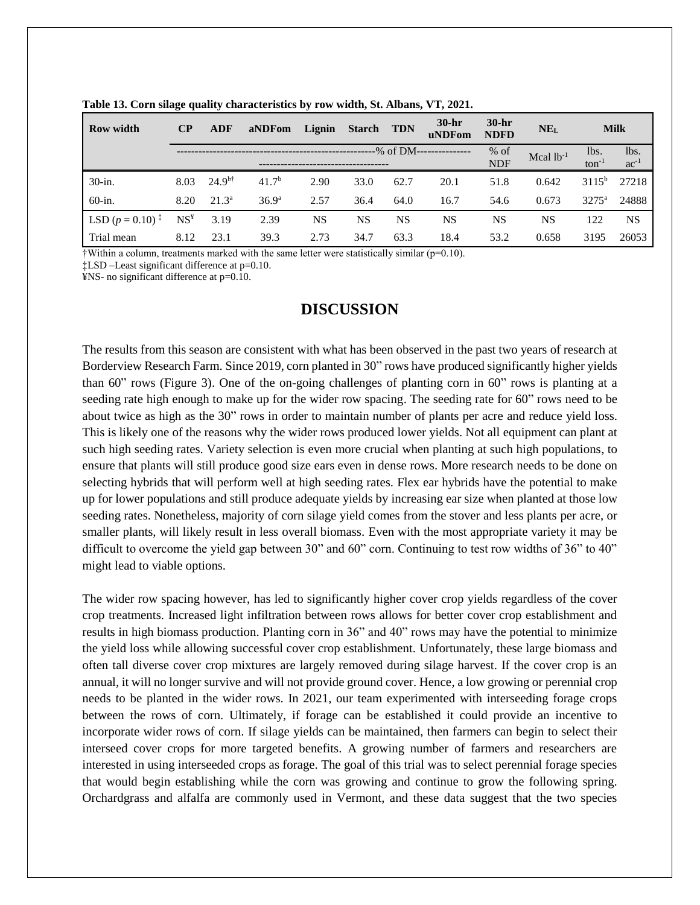**Table 13. Corn silage quality characteristics by row width, St. Albans, VT, 2021.**

| Row width | CP | ADF | aNDFom | Lignin | Starch | TDN | 30-hr uNDFom | 30-hr NDFD | $NE_L$ | Milk | |
|---|---|---|---|---|---|---|---|---|---|---|---|
| | --------------------------------------------------------% of DM---------------------------------------------------- | | | | | | | % of NDF | Mcal $lb^{-1}$ | lbs. $ton^{-1}$ | lbs. $ac^{-1}$ |
| 30-in. | 8.03 | 24.9[b†] | 41.7[b] | 2.90 | 33.0 | 62.7 | 20.1 | 51.8 | 0.642 | 3115[b] | 27218 |
| 60-in. | 8.20 | 21.3[a] | 36.9[a] | 2.57 | 36.4 | 64.0 | 16.7 | 54.6 | 0.673 | 3275[a] | 24888 |
| LSD ($p$ = 0.10) ‡ | NS¥ | 3.19 | 2.39 | NS | NS | NS | NS | NS | NS | 122 | NS |
| Trial mean | 8.12 | 23.1 | 39.3 | 2.73 | 34.7 | 63.3 | 18.4 | 53.2 | 0.658 | 3195 | 26053 |

†Within a column, treatments marked with the same letter were statistically similar (p=0.10).
‡LSD –Least significant difference at p=0.10.
¥NS- no significant difference at p=0.10.

## DISCUSSION

The results from this season are consistent with what has been observed in the past two years of research at Borderview Research Farm. Since 2019, corn planted in 30" rows have produced significantly higher yields than 60" rows (Figure 3). One of the on-going challenges of planting corn in 60" rows is planting at a seeding rate high enough to make up for the wider row spacing. The seeding rate for 60" rows need to be about twice as high as the 30" rows in order to maintain number of plants per acre and reduce yield loss. This is likely one of the reasons why the wider rows produced lower yields. Not all equipment can plant at such high seeding rates. Variety selection is even more crucial when planting at such high populations, to ensure that plants will still produce good size ears even in dense rows. More research needs to be done on selecting hybrids that will perform well at high seeding rates. Flex ear hybrids have the potential to make up for lower populations and still produce adequate yields by increasing ear size when planted at those low seeding rates. Nonetheless, majority of corn silage yield comes from the stover and less plants per acre, or smaller plants, will likely result in less overall biomass. Even with the most appropriate variety it may be difficult to overcome the yield gap between 30" and 60" corn. Continuing to test row widths of 36" to 40" might lead to viable options.

The wider row spacing however, has led to significantly higher cover crop yields regardless of the cover crop treatments. Increased light infiltration between rows allows for better cover crop establishment and results in high biomass production. Planting corn in 36" and 40" rows may have the potential to minimize the yield loss while allowing successful cover crop establishment. Unfortunately, these large biomass and often tall diverse cover crop mixtures are largely removed during silage harvest. If the cover crop is an annual, it will no longer survive and will not provide ground cover. Hence, a low growing or perennial crop needs to be planted in the wider rows. In 2021, our team experimented with interseeding forage crops between the rows of corn. Ultimately, if forage can be established it could provide an incentive to incorporate wider rows of corn. If silage yields can be maintained, then farmers can begin to select their interseed cover crops for more targeted benefits. A growing number of farmers and researchers are interested in using interseeded crops as forage. The goal of this trial was to select perennial forage species that would begin establishing while the corn was growing and continue to grow the following spring. Orchardgrass and alfalfa are commonly used in Vermont, and these data suggest that the two species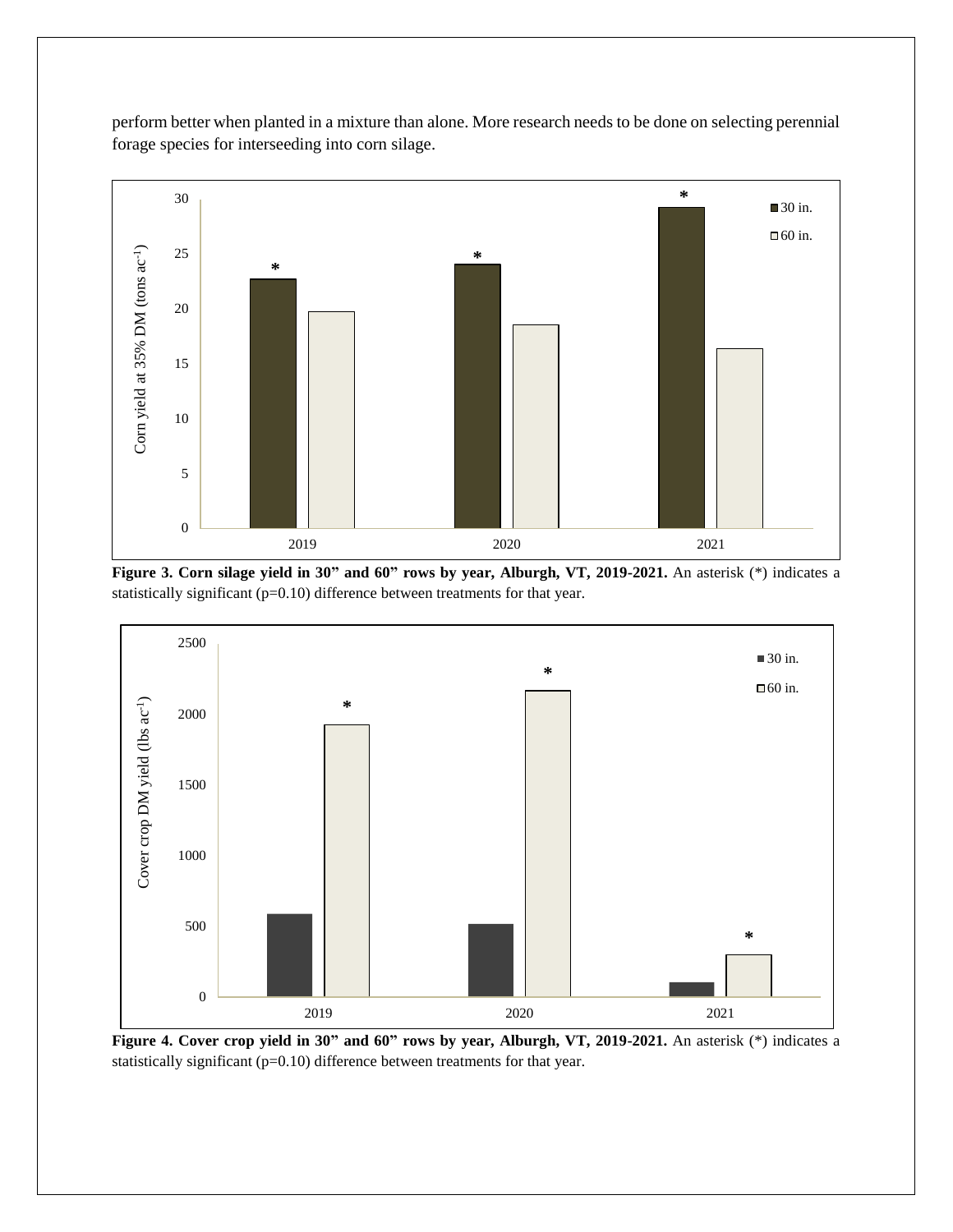perform better when planted in a mixture than alone. More research needs to be done on selecting perennial forage species for interseeding into corn silage.

**Figure 3. Corn silage yield in 30" and 60" rows by year, Alburgh, VT, 2019-2021.** An asterisk (*) indicates a statistically significant (p=0.10) difference between treatments for that year.

**Figure 4. Cover crop yield in 30" and 60" rows by year, Alburgh, VT, 2019-2021.** An asterisk (*) indicates a statistically significant (p=0.10) difference between treatments for that year.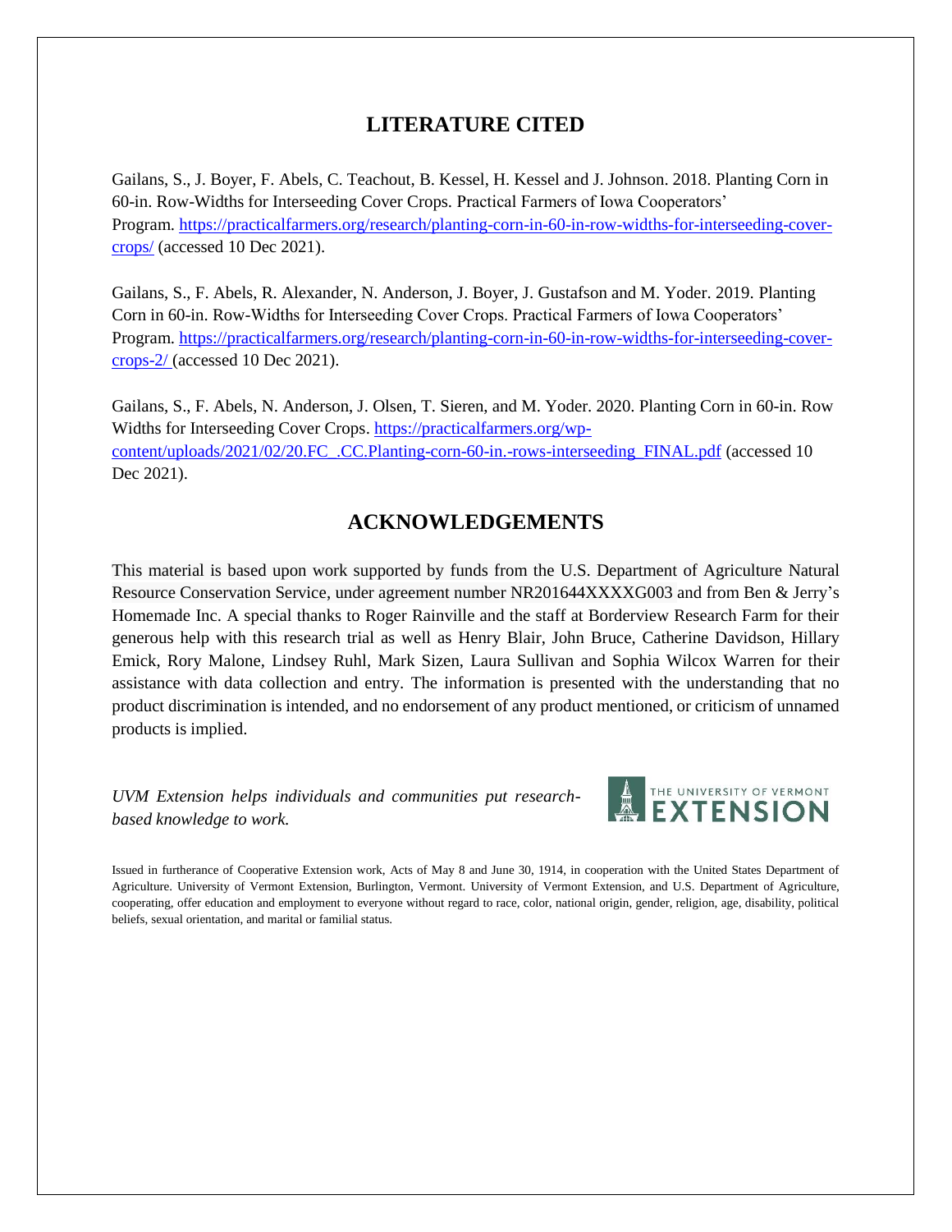## LITERATURE CITED

Gailans, S., J. Boyer, F. Abels, C. Teachout, B. Kessel, H. Kessel and J. Johnson. 2018. Planting Corn in 60-in. Row-Widths for Interseeding Cover Crops. Practical Farmers of Iowa Cooperators' Program. https://practicalfarmers.org/research/planting-corn-in-60-in-row-widths-for-interseeding-cover-crops/ (accessed 10 Dec 2021).

Gailans, S., F. Abels, R. Alexander, N. Anderson, J. Boyer, J. Gustafson and M. Yoder. 2019. Planting Corn in 60-in. Row-Widths for Interseeding Cover Crops. Practical Farmers of Iowa Cooperators' Program. https://practicalfarmers.org/research/planting-corn-in-60-in-row-widths-for-interseeding-cover-crops-2/ (accessed 10 Dec 2021).

Gailans, S., F. Abels, N. Anderson, J. Olsen, T. Sieren, and M. Yoder. 2020. Planting Corn in 60-in. Row Widths for Interseeding Cover Crops. https://practicalfarmers.org/wp-content/uploads/2021/02/20.FC_.CC.Planting-corn-60-in.-rows-interseeding_FINAL.pdf (accessed 10 Dec 2021).

## ACKNOWLEDGEMENTS

This material is based upon work supported by funds from the U.S. Department of Agriculture Natural Resource Conservation Service, under agreement number NR201644XXXXG003 and from Ben & Jerry's Homemade Inc. A special thanks to Roger Rainville and the staff at Borderview Research Farm for their generous help with this research trial as well as Henry Blair, John Bruce, Catherine Davidson, Hillary Emick, Rory Malone, Lindsey Ruhl, Mark Sizen, Laura Sullivan and Sophia Wilcox Warren for their assistance with data collection and entry. The information is presented with the understanding that no product discrimination is intended, and no endorsement of any product mentioned, or criticism of unnamed products is implied.

*UVM Extension helps individuals and communities put research-based knowledge to work.*

THE UNIVERSITY OF VERMONT EXTENSION

Issued in furtherance of Cooperative Extension work, Acts of May 8 and June 30, 1914, in cooperation with the United States Department of Agriculture. University of Vermont Extension, Burlington, Vermont. University of Vermont Extension, and U.S. Department of Agriculture, cooperating, offer education and employment to everyone without regard to race, color, national origin, gender, religion, age, disability, political beliefs, sexual orientation, and marital or familial status.